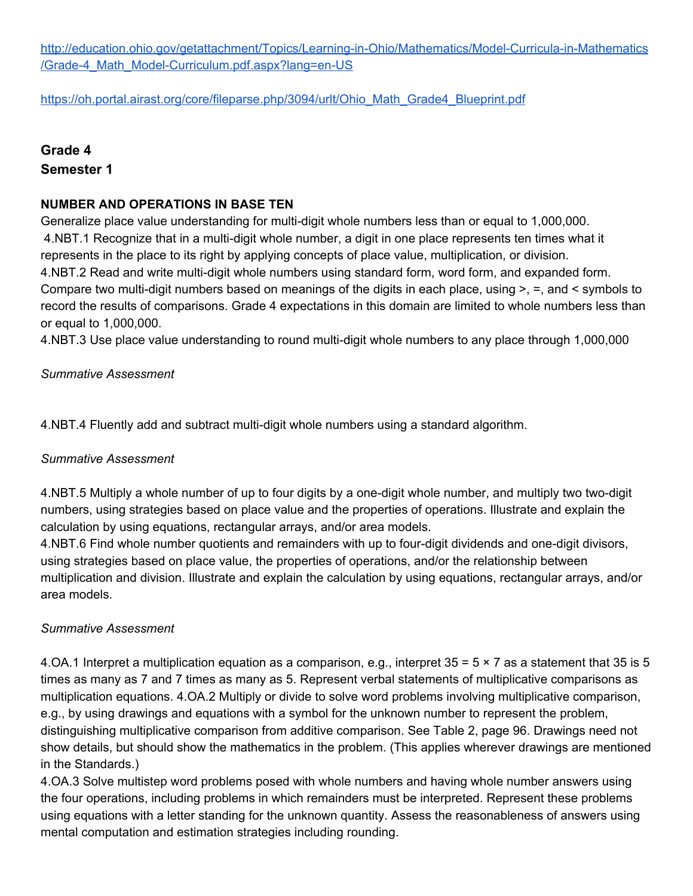http://education.ohio.gov/getattachment/Topics/Learning-in-Ohio/Mathematics/Model-Curricula-in-Mathematics/Grade-4_Math_Model-Curriculum.pdf.aspx?lang=en-US

https://oh.portal.airast.org/core/fileparse.php/3094/urlt/Ohio_Math_Grade4_Blueprint.pdf

**Grade 4**
**Semester 1**

**NUMBER AND OPERATIONS IN BASE TEN**

Generalize place value understanding for multi-digit whole numbers less than or equal to 1,000,000.
4.NBT.1 Recognize that in a multi-digit whole number, a digit in one place represents ten times what it represents in the place to its right by applying concepts of place value, multiplication, or division.
4.NBT.2 Read and write multi-digit whole numbers using standard form, word form, and expanded form. Compare two multi-digit numbers based on meanings of the digits in each place, using >, =, and < symbols to record the results of comparisons. Grade 4 expectations in this domain are limited to whole numbers less than or equal to 1,000,000.
4.NBT.3 Use place value understanding to round multi-digit whole numbers to any place through 1,000,000

*Summative Assessment*

4.NBT.4 Fluently add and subtract multi-digit whole numbers using a standard algorithm.

*Summative Assessment*

4.NBT.5 Multiply a whole number of up to four digits by a one-digit whole number, and multiply two two-digit numbers, using strategies based on place value and the properties of operations. Illustrate and explain the calculation by using equations, rectangular arrays, and/or area models.
4.NBT.6 Find whole number quotients and remainders with up to four-digit dividends and one-digit divisors, using strategies based on place value, the properties of operations, and/or the relationship between multiplication and division. Illustrate and explain the calculation by using equations, rectangular arrays, and/or area models.

*Summative Assessment*

4.OA.1 Interpret a multiplication equation as a comparison, e.g., interpret $35 = 5 \times 7$ as a statement that 35 is 5 times as many as 7 and 7 times as many as 5. Represent verbal statements of multiplicative comparisons as multiplication equations. 4.OA.2 Multiply or divide to solve word problems involving multiplicative comparison, e.g., by using drawings and equations with a symbol for the unknown number to represent the problem, distinguishing multiplicative comparison from additive comparison. See Table 2, page 96. Drawings need not show details, but should show the mathematics in the problem. (This applies wherever drawings are mentioned in the Standards.)
4.OA.3 Solve multistep word problems posed with whole numbers and having whole number answers using the four operations, including problems in which remainders must be interpreted. Represent these problems using equations with a letter standing for the unknown quantity. Assess the reasonableness of answers using mental computation and estimation strategies including rounding.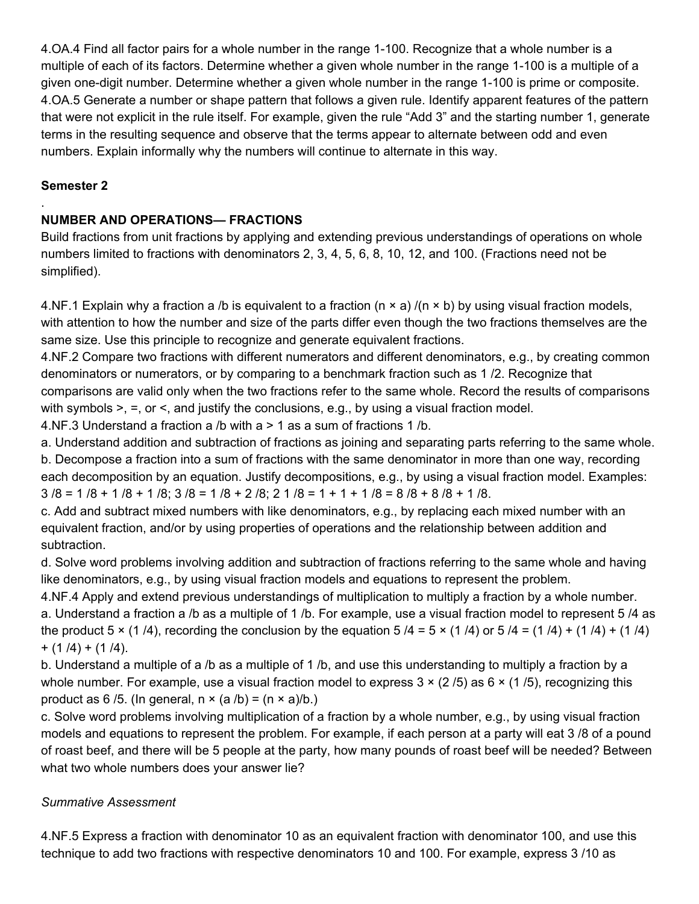4.OA.4 Find all factor pairs for a whole number in the range 1-100. Recognize that a whole number is a multiple of each of its factors. Determine whether a given whole number in the range 1-100 is a multiple of a given one-digit number. Determine whether a given whole number in the range 1-100 is prime or composite.
4.OA.5 Generate a number or shape pattern that follows a given rule. Identify apparent features of the pattern that were not explicit in the rule itself. For example, given the rule "Add 3" and the starting number 1, generate terms in the resulting sequence and observe that the terms appear to alternate between odd and even numbers. Explain informally why the numbers will continue to alternate in this way.

**Semester 2**

.

**NUMBER AND OPERATIONS— FRACTIONS**

Build fractions from unit fractions by applying and extending previous understandings of operations on whole numbers limited to fractions with denominators 2, 3, 4, 5, 6, 8, 10, 12, and 100. (Fractions need not be simplified).

4.NF.1 Explain why a fraction $a/b$ is equivalent to a fraction $(n \times a)/(n \times b)$ by using visual fraction models, with attention to how the number and size of the parts differ even though the two fractions themselves are the same size. Use this principle to recognize and generate equivalent fractions.
4.NF.2 Compare two fractions with different numerators and different denominators, e.g., by creating common denominators or numerators, or by comparing to a benchmark fraction such as $1/2$. Recognize that comparisons are valid only when the two fractions refer to the same whole. Record the results of comparisons with symbols >, =, or <, and justify the conclusions, e.g., by using a visual fraction model.
4.NF.3 Understand a fraction $a/b$ with $a > 1$ as a sum of fractions $1/b$.
a. Understand addition and subtraction of fractions as joining and separating parts referring to the same whole.
b. Decompose a fraction into a sum of fractions with the same denominator in more than one way, recording each decomposition by an equation. Justify decompositions, e.g., by using a visual fraction model. Examples: $3/8 = 1/8 + 1/8 + 1/8$; $3/8 = 1/8 + 2/8$; $2\ 1/8 = 1 + 1 + 1/8 = 8/8 + 8/8 + 1/8$.
c. Add and subtract mixed numbers with like denominators, e.g., by replacing each mixed number with an equivalent fraction, and/or by using properties of operations and the relationship between addition and subtraction.
d. Solve word problems involving addition and subtraction of fractions referring to the same whole and having like denominators, e.g., by using visual fraction models and equations to represent the problem.
4.NF.4 Apply and extend previous understandings of multiplication to multiply a fraction by a whole number.
a. Understand a fraction $a/b$ as a multiple of $1/b$. For example, use a visual fraction model to represent $5/4$ as the product $5 \times (1/4)$, recording the conclusion by the equation $5/4 = 5 \times (1/4)$ or $5/4 = (1/4) + (1/4) + (1/4) + (1/4) + (1/4)$.
b. Understand a multiple of $a/b$ as a multiple of $1/b$, and use this understanding to multiply a fraction by a whole number. For example, use a visual fraction model to express $3 \times (2/5)$ as $6 \times (1/5)$, recognizing this product as $6/5$. (In general, $n \times (a/b) = (n \times a)/b$.)
c. Solve word problems involving multiplication of a fraction by a whole number, e.g., by using visual fraction models and equations to represent the problem. For example, if each person at a party will eat $3/8$ of a pound of roast beef, and there will be 5 people at the party, how many pounds of roast beef will be needed? Between what two whole numbers does your answer lie?

*Summative Assessment*

4.NF.5 Express a fraction with denominator 10 as an equivalent fraction with denominator 100, and use this technique to add two fractions with respective denominators 10 and 100. For example, express $3/10$ as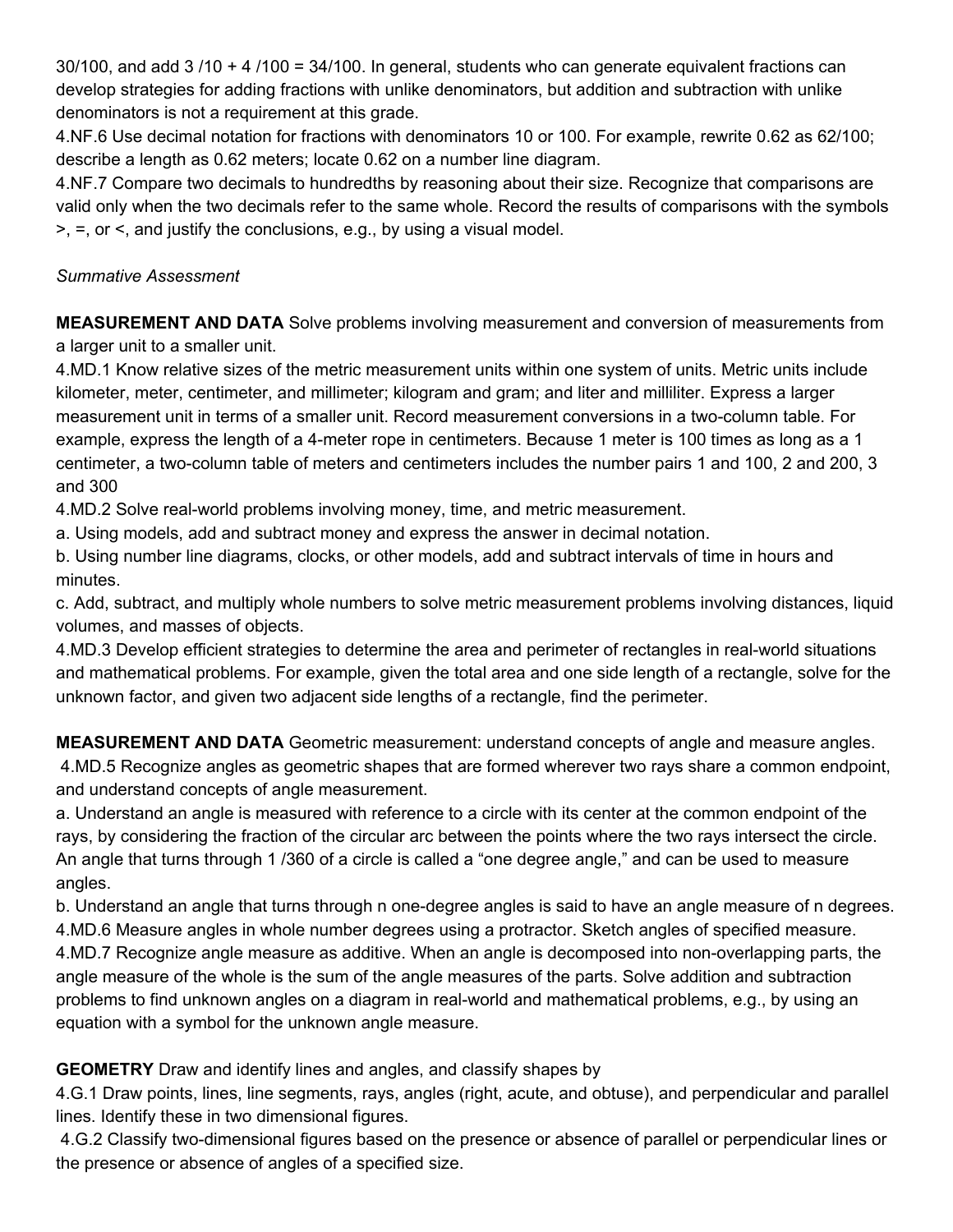30/100, and add 3 /10 + 4 /100 = 34/100. In general, students who can generate equivalent fractions can develop strategies for adding fractions with unlike denominators, but addition and subtraction with unlike denominators is not a requirement at this grade.

4.NF.6 Use decimal notation for fractions with denominators 10 or 100. For example, rewrite 0.62 as 62/100; describe a length as 0.62 meters; locate 0.62 on a number line diagram.

4.NF.7 Compare two decimals to hundredths by reasoning about their size. Recognize that comparisons are valid only when the two decimals refer to the same whole. Record the results of comparisons with the symbols >, =, or <, and justify the conclusions, e.g., by using a visual model.

*Summative Assessment*

**MEASUREMENT AND DATA** Solve problems involving measurement and conversion of measurements from a larger unit to a smaller unit.

4.MD.1 Know relative sizes of the metric measurement units within one system of units. Metric units include kilometer, meter, centimeter, and millimeter; kilogram and gram; and liter and milliliter. Express a larger measurement unit in terms of a smaller unit. Record measurement conversions in a two-column table. For example, express the length of a 4-meter rope in centimeters. Because 1 meter is 100 times as long as a 1 centimeter, a two-column table of meters and centimeters includes the number pairs 1 and 100, 2 and 200, 3 and 300

4.MD.2 Solve real-world problems involving money, time, and metric measurement.

a. Using models, add and subtract money and express the answer in decimal notation.

b. Using number line diagrams, clocks, or other models, add and subtract intervals of time in hours and minutes.

c. Add, subtract, and multiply whole numbers to solve metric measurement problems involving distances, liquid volumes, and masses of objects.

4.MD.3 Develop efficient strategies to determine the area and perimeter of rectangles in real-world situations and mathematical problems. For example, given the total area and one side length of a rectangle, solve for the unknown factor, and given two adjacent side lengths of a rectangle, find the perimeter.

**MEASUREMENT AND DATA** Geometric measurement: understand concepts of angle and measure angles.

4.MD.5 Recognize angles as geometric shapes that are formed wherever two rays share a common endpoint, and understand concepts of angle measurement.

a. Understand an angle is measured with reference to a circle with its center at the common endpoint of the rays, by considering the fraction of the circular arc between the points where the two rays intersect the circle. An angle that turns through 1 /360 of a circle is called a "one degree angle," and can be used to measure angles.

b. Understand an angle that turns through n one-degree angles is said to have an angle measure of n degrees.

4.MD.6 Measure angles in whole number degrees using a protractor. Sketch angles of specified measure.

4.MD.7 Recognize angle measure as additive. When an angle is decomposed into non-overlapping parts, the angle measure of the whole is the sum of the angle measures of the parts. Solve addition and subtraction problems to find unknown angles on a diagram in real-world and mathematical problems, e.g., by using an equation with a symbol for the unknown angle measure.

**GEOMETRY** Draw and identify lines and angles, and classify shapes by

4.G.1 Draw points, lines, line segments, rays, angles (right, acute, and obtuse), and perpendicular and parallel lines. Identify these in two dimensional figures.

4.G.2 Classify two-dimensional figures based on the presence or absence of parallel or perpendicular lines or the presence or absence of angles of a specified size.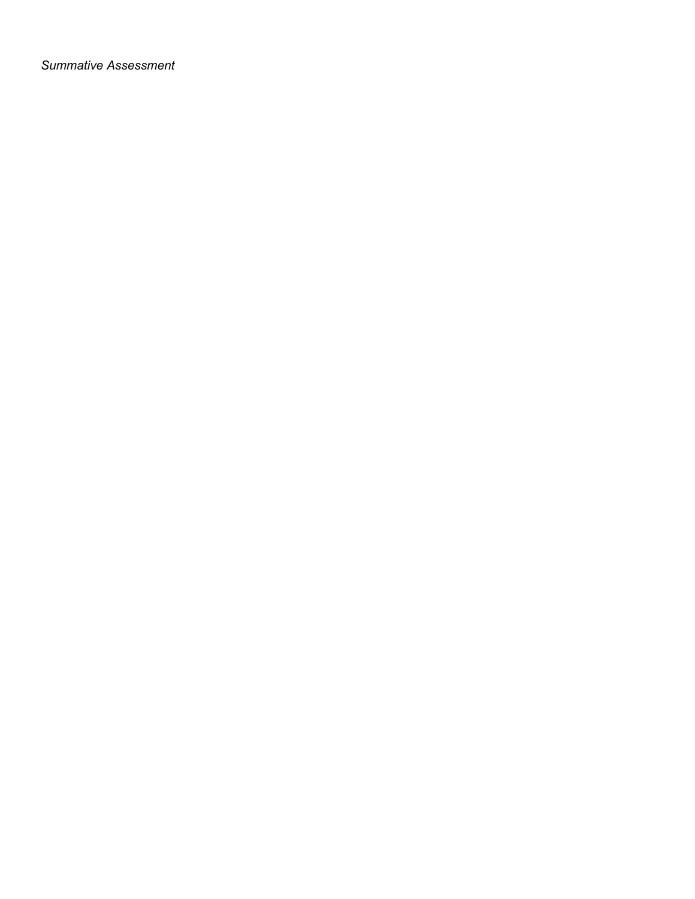*Summative Assessment*